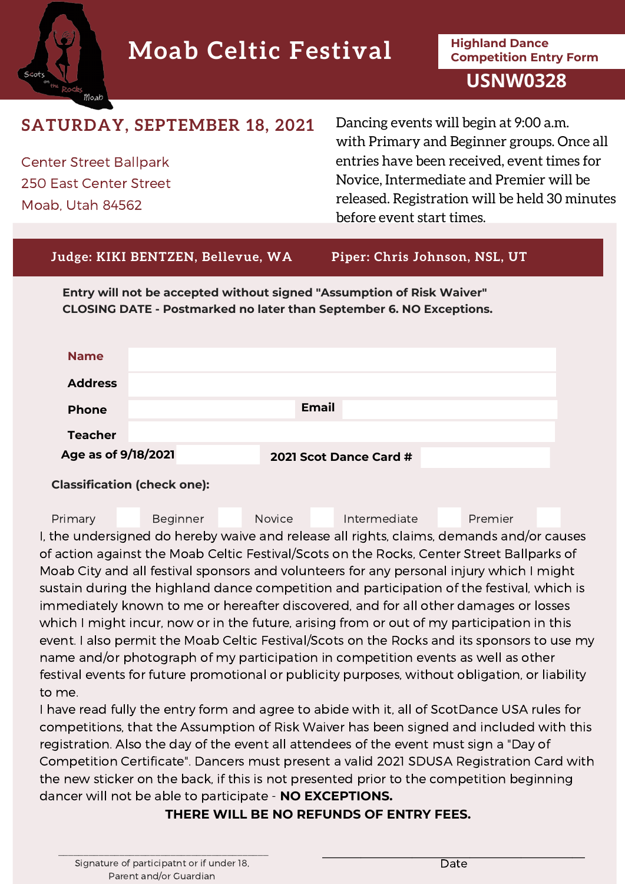# Moab Celtic Festival

**Highland Dance Competition Entry Form**

**USNW0328**

## SATURDAY, SEPTEMBER 18, 2021

Center Street Ballpark
250 East Center Street
Moab, Utah 84562

Dancing events will begin at 9:00 a.m. with Primary and Beginner groups. Once all entries have been received, event times for Novice, Intermediate and Premier will be released. Registration will be held 30 minutes before event start times.

**Judge: KIKI BENTZEN, Bellevue, WA** **Piper: Chris Johnson, NSL, UT**

**Entry will not be accepted without signed "Assumption of Risk Waiver"**
**CLOSING DATE - Postmarked no later than September 6. NO Exceptions.**

**Name** ______________________

**Address** ______________________

**Phone** ______________ **Email** ______________

**Teacher** ______________________

**Age as of 9/18/2021** ________ **2021 Scot Dance Card #** ________

**Classification (check one):**

Primary ☐ Beginner ☐ Novice ☐ Intermediate ☐ Premier ☐

I, the undersigned do hereby waive and release all rights, claims, demands and/or causes of action against the Moab Celtic Festival/Scots on the Rocks, Center Street Ballparks of Moab City and all festival sponsors and volunteers for any personal injury which I might sustain during the highland dance competition and participation of the festival, which is immediately known to me or hereafter discovered, and for all other damages or losses which I might incur, now or in the future, arising from or out of my participation in this event. I also permit the Moab Celtic Festival/Scots on the Rocks and its sponsors to use my name and/or photograph of my participation in competition events as well as other festival events for future promotional or publicity purposes, without obligation, or liability to me.

I have read fully the entry form and agree to abide with it, all of ScotDance USA rules for competitions, that the Assumption of Risk Waiver has been signed and included with this registration. Also the day of the event all attendees of the event must sign a "Day of Competition Certificate". Dancers must present a valid 2021 SDUSA Registration Card with the new sticker on the back, if this is not presented prior to the competition beginning dancer will not be able to participate - **NO EXCEPTIONS.**

**THERE WILL BE NO REFUNDS OF ENTRY FEES.**

______________________ ______________________
Signature of participatnt or if under 18, Parent and/or Guardian | Date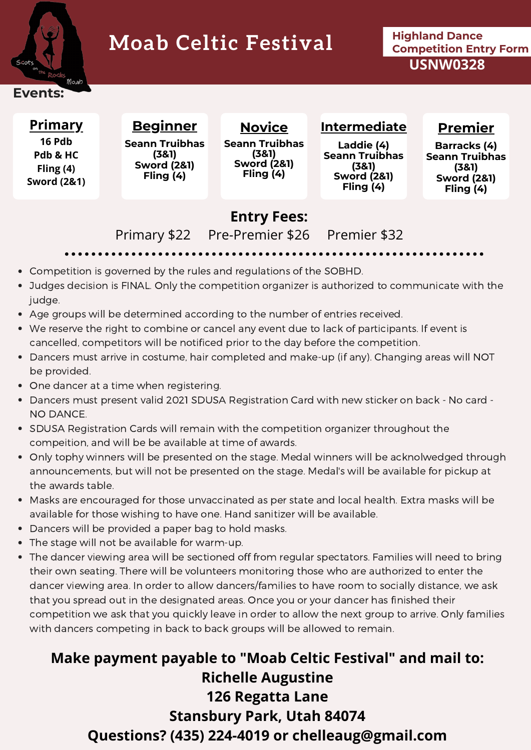# Moab Celtic Festival

**Highland Dance Competition Entry Form**
**USNW0328**

## Events:

**Primary**
16 Pdb
Pdb & HC
Fling (4)
Sword (2&1)

**Beginner**
Seann Truibhas (3&1)
Sword (2&1)
Fling (4)

**Novice**
Seann Truibhas (3&1)
Sword (2&1)
Fling (4)

**Intermediate**
Laddie (4)
Seann Truibhas (3&1)
Sword (2&1)
Fling (4)

**Premier**
Barracks (4)
Seann Truibhas (3&1)
Sword (2&1)
Fling (4)

## Entry Fees:

Primary $22     Pre-Premier $26     Premier $32

- Competition is governed by the rules and regulations of the SOBHD.
- Judges decision is FINAL. Only the competition organizer is authorized to communicate with the judge.
- Age groups will be determined according to the number of entries received.
- We reserve the right to combine or cancel any event due to lack of participants. If event is cancelled, competitors will be notificed prior to the day before the competition.
- Dancers must arrive in costume, hair completed and make-up (if any). Changing areas will NOT be provided.
- One dancer at a time when registering.
- Dancers must present valid 2021 SDUSA Registration Card with new sticker on back - No card - NO DANCE.
- SDUSA Registration Cards will remain with the competition organizer throughout the compeition, and will be be available at time of awards.
- Only tophy winners will be presented on the stage. Medal winners will be acknolwedged through announcements, but will not be presented on the stage. Medal's will be available for pickup at the awards table.
- Masks are encouraged for those unvaccinated as per state and local health. Extra masks will be available for those wishing to have one. Hand sanitizer will be available.
- Dancers will be provided a paper bag to hold masks.
- The stage will not be available for warm-up.
- The dancer viewing area will be sectioned off from regular spectators. Families will need to bring their own seating. There will be volunteers monitoring those who are authorized to enter the dancer viewing area. In order to allow dancers/families to have room to socially distance, we ask that you spread out in the designated areas. Once you or your dancer has finished their competition we ask that you quickly leave in order to allow the next group to arrive. Only families with dancers competing in back to back groups will be allowed to remain.

**Make payment payable to "Moab Celtic Festival" and mail to:**
**Richelle Augustine**
**126 Regatta Lane**
**Stansbury Park, Utah 84074**
**Questions? (435) 224-4019 or chelleaug@gmail.com**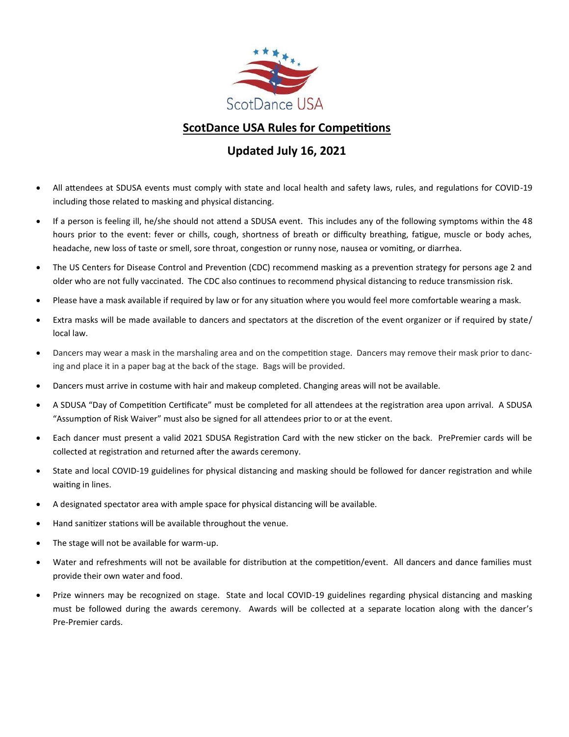ScotDance USA

# ScotDance USA Rules for Competitions

## Updated July 16, 2021

- All attendees at SDUSA events must comply with state and local health and safety laws, rules, and regulations for COVID-19 including those related to masking and physical distancing.
- If a person is feeling ill, he/she should not attend a SDUSA event. This includes any of the following symptoms within the 48 hours prior to the event: fever or chills, cough, shortness of breath or difficulty breathing, fatigue, muscle or body aches, headache, new loss of taste or smell, sore throat, congestion or runny nose, nausea or vomiting, or diarrhea.
- The US Centers for Disease Control and Prevention (CDC) recommend masking as a prevention strategy for persons age 2 and older who are not fully vaccinated. The CDC also continues to recommend physical distancing to reduce transmission risk.
- Please have a mask available if required by law or for any situation where you would feel more comfortable wearing a mask.
- Extra masks will be made available to dancers and spectators at the discretion of the event organizer or if required by state/ local law.
- Dancers may wear a mask in the marshaling area and on the competition stage. Dancers may remove their mask prior to dancing and place it in a paper bag at the back of the stage. Bags will be provided.
- Dancers must arrive in costume with hair and makeup completed. Changing areas will not be available.
- A SDUSA "Day of Competition Certificate" must be completed for all attendees at the registration area upon arrival. A SDUSA "Assumption of Risk Waiver" must also be signed for all attendees prior to or at the event.
- Each dancer must present a valid 2021 SDUSA Registration Card with the new sticker on the back. PrePremier cards will be collected at registration and returned after the awards ceremony.
- State and local COVID-19 guidelines for physical distancing and masking should be followed for dancer registration and while waiting in lines.
- A designated spectator area with ample space for physical distancing will be available.
- Hand sanitizer stations will be available throughout the venue.
- The stage will not be available for warm-up.
- Water and refreshments will not be available for distribution at the competition/event. All dancers and dance families must provide their own water and food.
- Prize winners may be recognized on stage. State and local COVID-19 guidelines regarding physical distancing and masking must be followed during the awards ceremony. Awards will be collected at a separate location along with the dancer's Pre-Premier cards.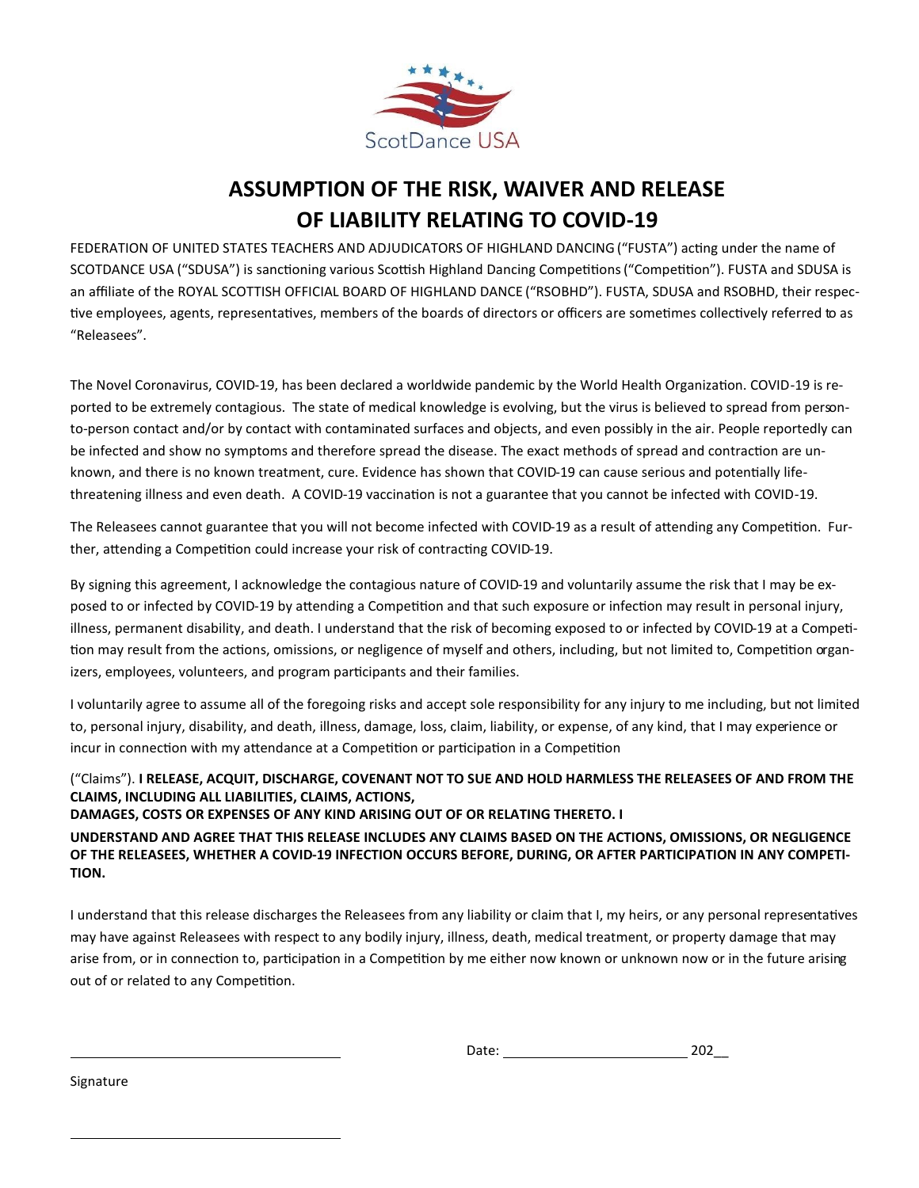ScotDance USA

# ASSUMPTION OF THE RISK, WAIVER AND RELEASE OF LIABILITY RELATING TO COVID-19

FEDERATION OF UNITED STATES TEACHERS AND ADJUDICATORS OF HIGHLAND DANCING ("FUSTA") acting under the name of SCOTDANCE USA ("SDUSA") is sanctioning various Scottish Highland Dancing Competitions ("Competition"). FUSTA and SDUSA is an affiliate of the ROYAL SCOTTISH OFFICIAL BOARD OF HIGHLAND DANCE ("RSOBHD"). FUSTA, SDUSA and RSOBHD, their respective employees, agents, representatives, members of the boards of directors or officers are sometimes collectively referred to as "Releasees".

The Novel Coronavirus, COVID-19, has been declared a worldwide pandemic by the World Health Organization. COVID-19 is reported to be extremely contagious. The state of medical knowledge is evolving, but the virus is believed to spread from person-to-person contact and/or by contact with contaminated surfaces and objects, and even possibly in the air. People reportedly can be infected and show no symptoms and therefore spread the disease. The exact methods of spread and contraction are unknown, and there is no known treatment, cure. Evidence has shown that COVID-19 can cause serious and potentially life-threatening illness and even death. A COVID-19 vaccination is not a guarantee that you cannot be infected with COVID-19.

The Releasees cannot guarantee that you will not become infected with COVID-19 as a result of attending any Competition. Further, attending a Competition could increase your risk of contracting COVID-19.

By signing this agreement, I acknowledge the contagious nature of COVID-19 and voluntarily assume the risk that I may be exposed to or infected by COVID-19 by attending a Competition and that such exposure or infection may result in personal injury, illness, permanent disability, and death. I understand that the risk of becoming exposed to or infected by COVID-19 at a Competition may result from the actions, omissions, or negligence of myself and others, including, but not limited to, Competition organizers, employees, volunteers, and program participants and their families.

I voluntarily agree to assume all of the foregoing risks and accept sole responsibility for any injury to me including, but not limited to, personal injury, disability, and death, illness, damage, loss, claim, liability, or expense, of any kind, that I may experience or incur in connection with my attendance at a Competition or participation in a Competition

("Claims"). **I RELEASE, ACQUIT, DISCHARGE, COVENANT NOT TO SUE AND HOLD HARMLESS THE RELEASEES OF AND FROM THE CLAIMS, INCLUDING ALL LIABILITIES, CLAIMS, ACTIONS, DAMAGES, COSTS OR EXPENSES OF ANY KIND ARISING OUT OF OR RELATING THERETO. I UNDERSTAND AND AGREE THAT THIS RELEASE INCLUDES ANY CLAIMS BASED ON THE ACTIONS, OMISSIONS, OR NEGLIGENCE OF THE RELEASEES, WHETHER A COVID-19 INFECTION OCCURS BEFORE, DURING, OR AFTER PARTICIPATION IN ANY COMPETITION.**

I understand that this release discharges the Releasees from any liability or claim that I, my heirs, or any personal representatives may have against Releasees with respect to any bodily injury, illness, death, medical treatment, or property damage that may arise from, or in connection to, participation in a Competition by me either now known or unknown now or in the future arising out of or related to any Competition.

______________________________ Date: ______________________ 202__

Signature

______________________________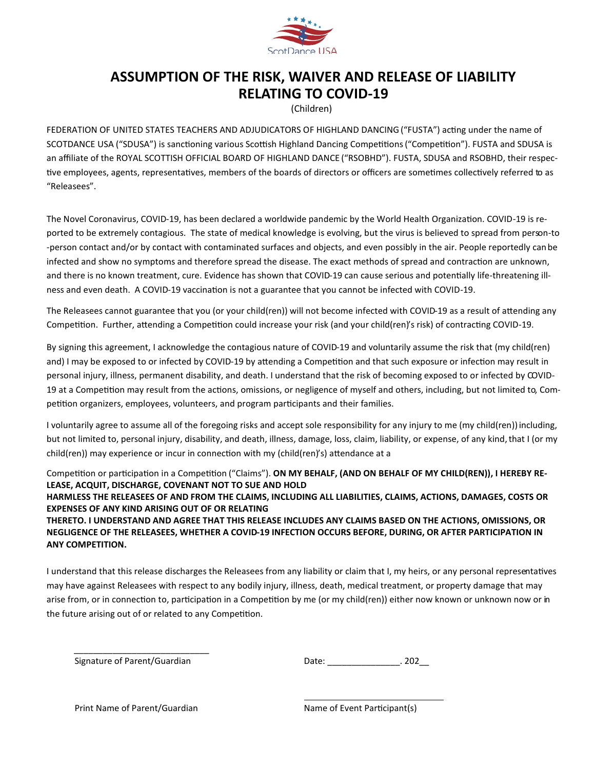ScotDance USA

# ASSUMPTION OF THE RISK, WAIVER AND RELEASE OF LIABILITY RELATING TO COVID-19

(Children)

FEDERATION OF UNITED STATES TEACHERS AND ADJUDICATORS OF HIGHLAND DANCING ("FUSTA") acting under the name of SCOTDANCE USA ("SDUSA") is sanctioning various Scottish Highland Dancing Competitions ("Competition"). FUSTA and SDUSA is an affiliate of the ROYAL SCOTTISH OFFICIAL BOARD OF HIGHLAND DANCE ("RSOBHD"). FUSTA, SDUSA and RSOBHD, their respective employees, agents, representatives, members of the boards of directors or officers are sometimes collectively referred to as "Releasees".

The Novel Coronavirus, COVID-19, has been declared a worldwide pandemic by the World Health Organization. COVID-19 is reported to be extremely contagious. The state of medical knowledge is evolving, but the virus is believed to spread from person-to-person contact and/or by contact with contaminated surfaces and objects, and even possibly in the air. People reportedly can be infected and show no symptoms and therefore spread the disease. The exact methods of spread and contraction are unknown, and there is no known treatment, cure. Evidence has shown that COVID-19 can cause serious and potentially life-threatening illness and even death. A COVID-19 vaccination is not a guarantee that you cannot be infected with COVID-19.

The Releasees cannot guarantee that you (or your child(ren)) will not become infected with COVID-19 as a result of attending any Competition. Further, attending a Competition could increase your risk (and your child(ren)'s risk) of contracting COVID-19.

By signing this agreement, I acknowledge the contagious nature of COVID-19 and voluntarily assume the risk that (my child(ren) and) I may be exposed to or infected by COVID-19 by attending a Competition and that such exposure or infection may result in personal injury, illness, permanent disability, and death. I understand that the risk of becoming exposed to or infected by COVID-19 at a Competition may result from the actions, omissions, or negligence of myself and others, including, but not limited to, Competition organizers, employees, volunteers, and program participants and their families.

I voluntarily agree to assume all of the foregoing risks and accept sole responsibility for any injury to me (my child(ren)) including, but not limited to, personal injury, disability, and death, illness, damage, loss, claim, liability, or expense, of any kind, that I (or my child(ren)) may experience or incur in connection with my (child(ren)'s) attendance at a Competition or participation in a Competition ("Claims"). **ON MY BEHALF, (AND ON BEHALF OF MY CHILD(REN)), I HEREBY RELEASE, ACQUIT, DISCHARGE, COVENANT NOT TO SUE AND HOLD HARMLESS THE RELEASEES OF AND FROM THE CLAIMS, INCLUDING ALL LIABILITIES, CLAIMS, ACTIONS, DAMAGES, COSTS OR EXPENSES OF ANY KIND ARISING OUT OF OR RELATING THERETO. I UNDERSTAND AND AGREE THAT THIS RELEASE INCLUDES ANY CLAIMS BASED ON THE ACTIONS, OMISSIONS, OR NEGLIGENCE OF THE RELEASEES, WHETHER A COVID-19 INFECTION OCCURS BEFORE, DURING, OR AFTER PARTICIPATION IN ANY COMPETITION.**

I understand that this release discharges the Releasees from any liability or claim that I, my heirs, or any personal representatives may have against Releasees with respect to any bodily injury, illness, death, medical treatment, or property damage that may arise from, or in connection to, participation in a Competition by me (or my child(ren)) either now known or unknown now or in the future arising out of or related to any Competition.

____________________________
Signature of Parent/Guardian

Date: _______________. 202__

Print Name of Parent/Guardian

____________________________
Name of Event Participant(s)